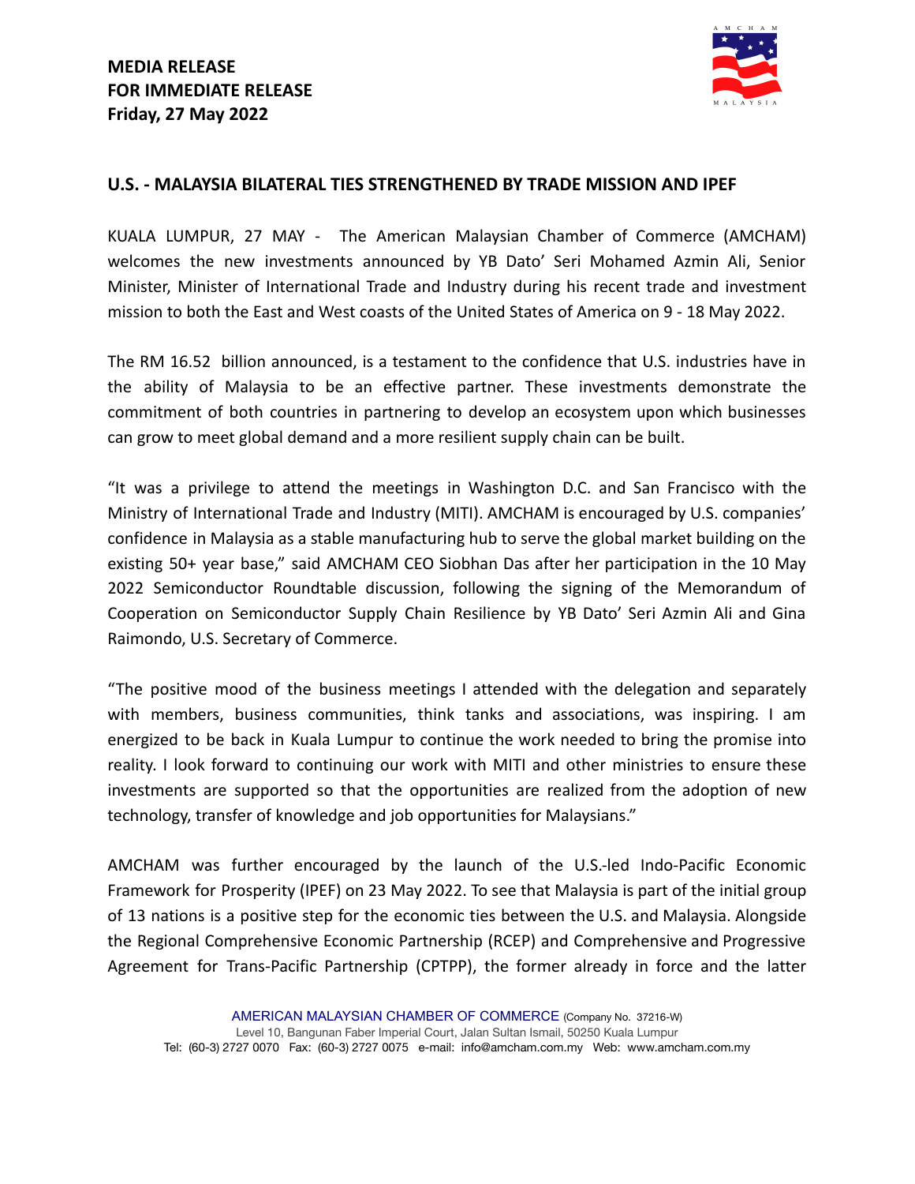**MEDIA RELEASE**
**FOR IMMEDIATE RELEASE**
**Friday, 27 May 2022**

## U.S. - MALAYSIA BILATERAL TIES STRENGTHENED BY TRADE MISSION AND IPEF

KUALA LUMPUR, 27 MAY - The American Malaysian Chamber of Commerce (AMCHAM) welcomes the new investments announced by YB Dato' Seri Mohamed Azmin Ali, Senior Minister, Minister of International Trade and Industry during his recent trade and investment mission to both the East and West coasts of the United States of America on 9 - 18 May 2022.

The RM 16.52 billion announced, is a testament to the confidence that U.S. industries have in the ability of Malaysia to be an effective partner. These investments demonstrate the commitment of both countries in partnering to develop an ecosystem upon which businesses can grow to meet global demand and a more resilient supply chain can be built.

"It was a privilege to attend the meetings in Washington D.C. and San Francisco with the Ministry of International Trade and Industry (MITI). AMCHAM is encouraged by U.S. companies' confidence in Malaysia as a stable manufacturing hub to serve the global market building on the existing 50+ year base," said AMCHAM CEO Siobhan Das after her participation in the 10 May 2022 Semiconductor Roundtable discussion, following the signing of the Memorandum of Cooperation on Semiconductor Supply Chain Resilience by YB Dato' Seri Azmin Ali and Gina Raimondo, U.S. Secretary of Commerce.

"The positive mood of the business meetings I attended with the delegation and separately with members, business communities, think tanks and associations, was inspiring. I am energized to be back in Kuala Lumpur to continue the work needed to bring the promise into reality. I look forward to continuing our work with MITI and other ministries to ensure these investments are supported so that the opportunities are realized from the adoption of new technology, transfer of knowledge and job opportunities for Malaysians."

AMCHAM was further encouraged by the launch of the U.S.-led Indo-Pacific Economic Framework for Prosperity (IPEF) on 23 May 2022. To see that Malaysia is part of the initial group of 13 nations is a positive step for the economic ties between the U.S. and Malaysia. Alongside the Regional Comprehensive Economic Partnership (RCEP) and Comprehensive and Progressive Agreement for Trans-Pacific Partnership (CPTPP), the former already in force and the latter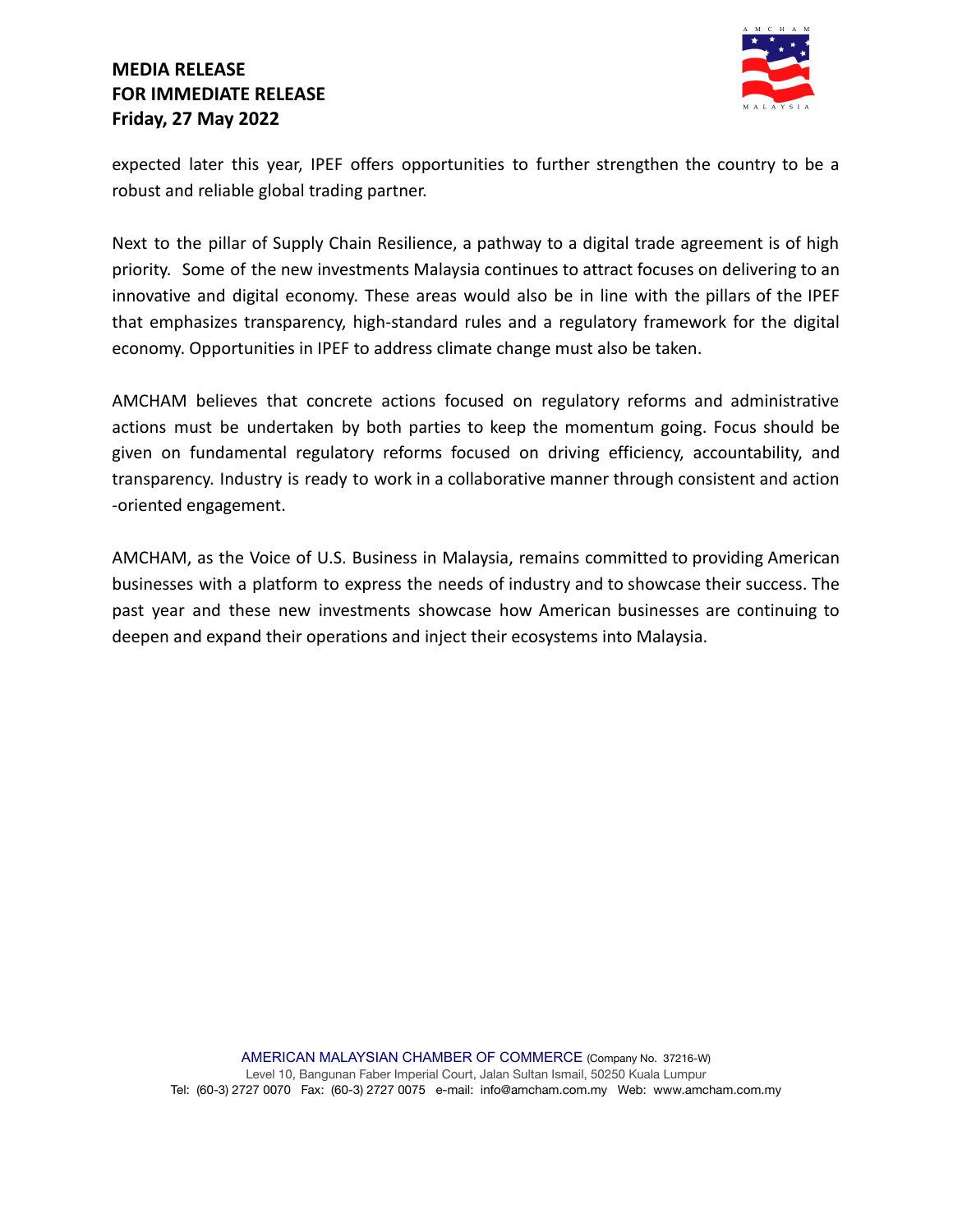expected later this year, IPEF offers opportunities to further strengthen the country to be a robust and reliable global trading partner.

Next to the pillar of Supply Chain Resilience, a pathway to a digital trade agreement is of high priority. Some of the new investments Malaysia continues to attract focuses on delivering to an innovative and digital economy. These areas would also be in line with the pillars of the IPEF that emphasizes transparency, high-standard rules and a regulatory framework for the digital economy. Opportunities in IPEF to address climate change must also be taken.

AMCHAM believes that concrete actions focused on regulatory reforms and administrative actions must be undertaken by both parties to keep the momentum going. Focus should be given on fundamental regulatory reforms focused on driving efficiency, accountability, and transparency. Industry is ready to work in a collaborative manner through consistent and action -oriented engagement.

AMCHAM, as the Voice of U.S. Business in Malaysia, remains committed to providing American businesses with a platform to express the needs of industry and to showcase their success. The past year and these new investments showcase how American businesses are continuing to deepen and expand their operations and inject their ecosystems into Malaysia.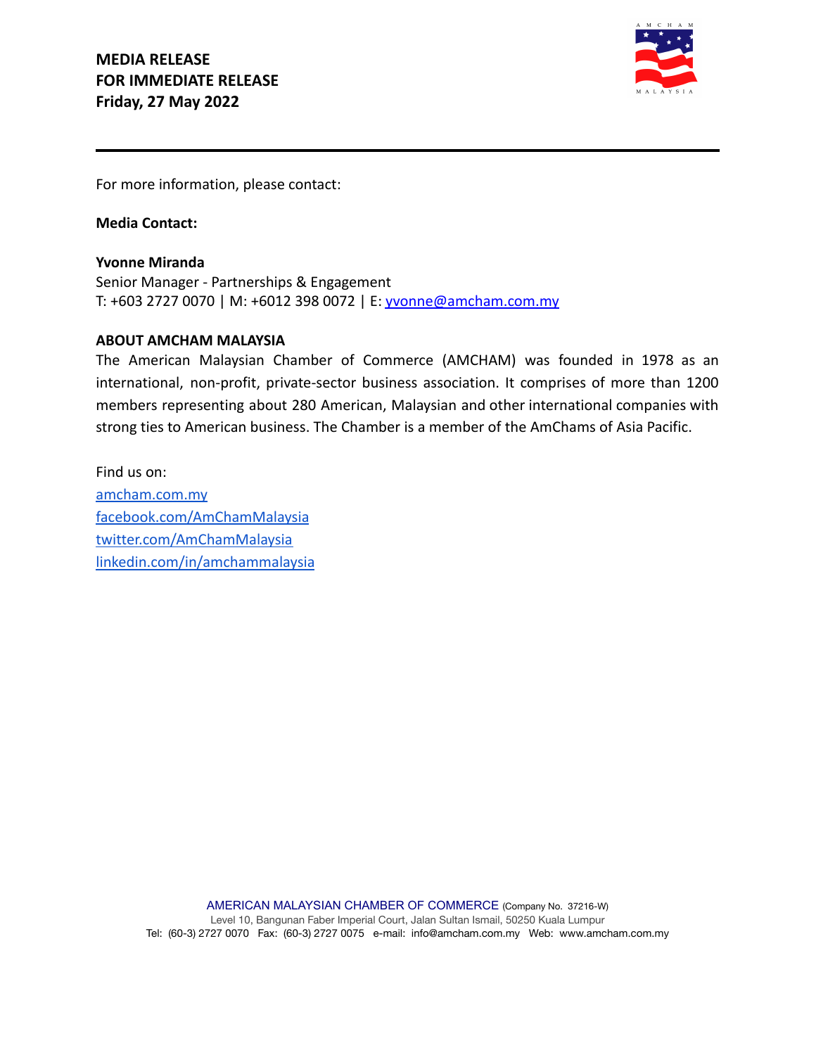**MEDIA RELEASE**
**FOR IMMEDIATE RELEASE**
**Friday, 27 May 2022**

For more information, please contact:

**Media Contact:**

**Yvonne Miranda**
Senior Manager - Partnerships & Engagement
T: +603 2727 0070 | M: +6012 398 0072 | E: yvonne@amcham.com.my

**ABOUT AMCHAM MALAYSIA**

The American Malaysian Chamber of Commerce (AMCHAM) was founded in 1978 as an international, non-profit, private-sector business association. It comprises of more than 1200 members representing about 280 American, Malaysian and other international companies with strong ties to American business. The Chamber is a member of the AmChams of Asia Pacific.

Find us on:
amcham.com.my
facebook.com/AmChamMalaysia
twitter.com/AmChamMalaysia
linkedin.com/in/amchammalaysia

AMERICAN MALAYSIAN CHAMBER OF COMMERCE (Company No. 37216-W)
Level 10, Bangunan Faber Imperial Court, Jalan Sultan Ismail, 50250 Kuala Lumpur
Tel: (60-3) 2727 0070 Fax: (60-3) 2727 0075 e-mail: info@amcham.com.my Web: www.amcham.com.my